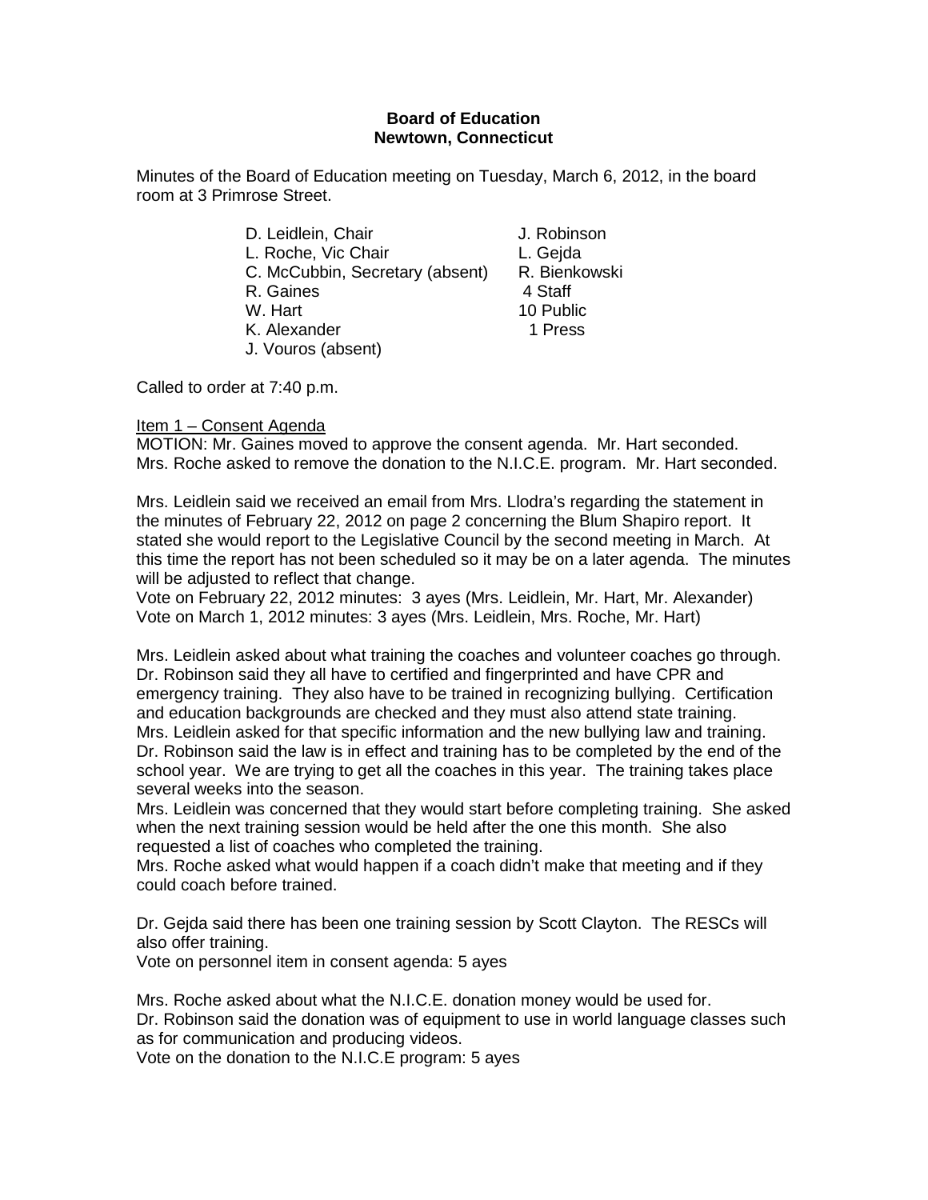**Board of Education**
**Newtown, Connecticut**

Minutes of the Board of Education meeting on Tuesday, March 6, 2012, in the board room at 3 Primrose Street.

| | |
|---|---|
| D. Leidlein, Chair | J. Robinson |
| L. Roche, Vic Chair | L. Gejda |
| C. McCubbin, Secretary (absent) | R. Bienkowski |
| R. Gaines | 4 Staff |
| W. Hart | 10 Public |
| K. Alexander | 1 Press |
| J. Vouros (absent) | |

Called to order at 7:40 p.m.

<u>Item 1 – Consent Agenda</u>

MOTION: Mr. Gaines moved to approve the consent agenda. Mr. Hart seconded.
Mrs. Roche asked to remove the donation to the N.I.C.E. program. Mr. Hart seconded.

Mrs. Leidlein said we received an email from Mrs. Llodra's regarding the statement in the minutes of February 22, 2012 on page 2 concerning the Blum Shapiro report. It stated she would report to the Legislative Council by the second meeting in March. At this time the report has not been scheduled so it may be on a later agenda. The minutes will be adjusted to reflect that change.

Vote on February 22, 2012 minutes: 3 ayes (Mrs. Leidlein, Mr. Hart, Mr. Alexander)
Vote on March 1, 2012 minutes: 3 ayes (Mrs. Leidlein, Mrs. Roche, Mr. Hart)

Mrs. Leidlein asked about what training the coaches and volunteer coaches go through.
Dr. Robinson said they all have to certified and fingerprinted and have CPR and emergency training. They also have to be trained in recognizing bullying. Certification and education backgrounds are checked and they must also attend state training.
Mrs. Leidlein asked for that specific information and the new bullying law and training.
Dr. Robinson said the law is in effect and training has to be completed by the end of the school year. We are trying to get all the coaches in this year. The training takes place several weeks into the season.
Mrs. Leidlein was concerned that they would start before completing training. She asked when the next training session would be held after the one this month. She also requested a list of coaches who completed the training.
Mrs. Roche asked what would happen if a coach didn't make that meeting and if they could coach before trained.

Dr. Gejda said there has been one training session by Scott Clayton. The RESCs will also offer training.
Vote on personnel item in consent agenda: 5 ayes

Mrs. Roche asked about what the N.I.C.E. donation money would be used for.
Dr. Robinson said the donation was of equipment to use in world language classes such as for communication and producing videos.
Vote on the donation to the N.I.C.E program: 5 ayes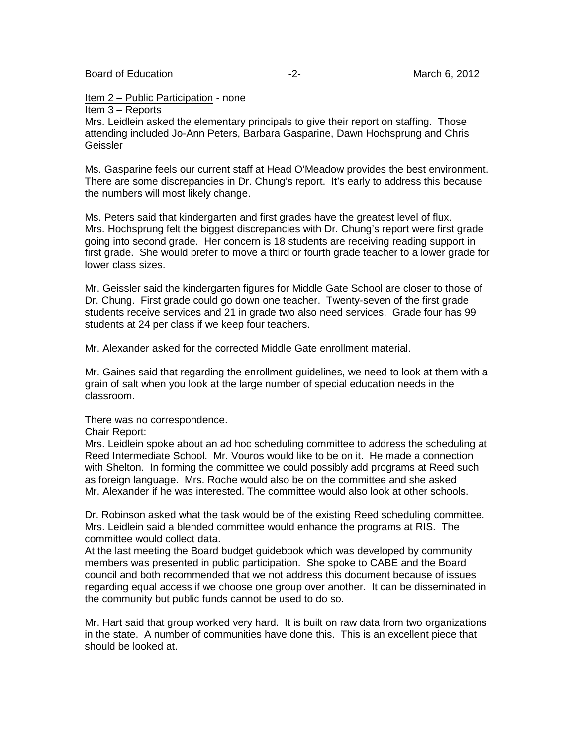Item 2 – Public Participation - none

Item 3 – Reports

Mrs. Leidlein asked the elementary principals to give their report on staffing. Those attending included Jo-Ann Peters, Barbara Gasparine, Dawn Hochsprung and Chris Geissler

Ms. Gasparine feels our current staff at Head O'Meadow provides the best environment. There are some discrepancies in Dr. Chung's report. It's early to address this because the numbers will most likely change.

Ms. Peters said that kindergarten and first grades have the greatest level of flux. Mrs. Hochsprung felt the biggest discrepancies with Dr. Chung's report were first grade going into second grade. Her concern is 18 students are receiving reading support in first grade. She would prefer to move a third or fourth grade teacher to a lower grade for lower class sizes.

Mr. Geissler said the kindergarten figures for Middle Gate School are closer to those of Dr. Chung. First grade could go down one teacher. Twenty-seven of the first grade students receive services and 21 in grade two also need services. Grade four has 99 students at 24 per class if we keep four teachers.

Mr. Alexander asked for the corrected Middle Gate enrollment material.

Mr. Gaines said that regarding the enrollment guidelines, we need to look at them with a grain of salt when you look at the large number of special education needs in the classroom.

There was no correspondence.

Chair Report:

Mrs. Leidlein spoke about an ad hoc scheduling committee to address the scheduling at Reed Intermediate School. Mr. Vouros would like to be on it. He made a connection with Shelton. In forming the committee we could possibly add programs at Reed such as foreign language. Mrs. Roche would also be on the committee and she asked Mr. Alexander if he was interested. The committee would also look at other schools.

Dr. Robinson asked what the task would be of the existing Reed scheduling committee. Mrs. Leidlein said a blended committee would enhance the programs at RIS. The committee would collect data.

At the last meeting the Board budget guidebook which was developed by community members was presented in public participation. She spoke to CABE and the Board council and both recommended that we not address this document because of issues regarding equal access if we choose one group over another. It can be disseminated in the community but public funds cannot be used to do so.

Mr. Hart said that group worked very hard. It is built on raw data from two organizations in the state. A number of communities have done this. This is an excellent piece that should be looked at.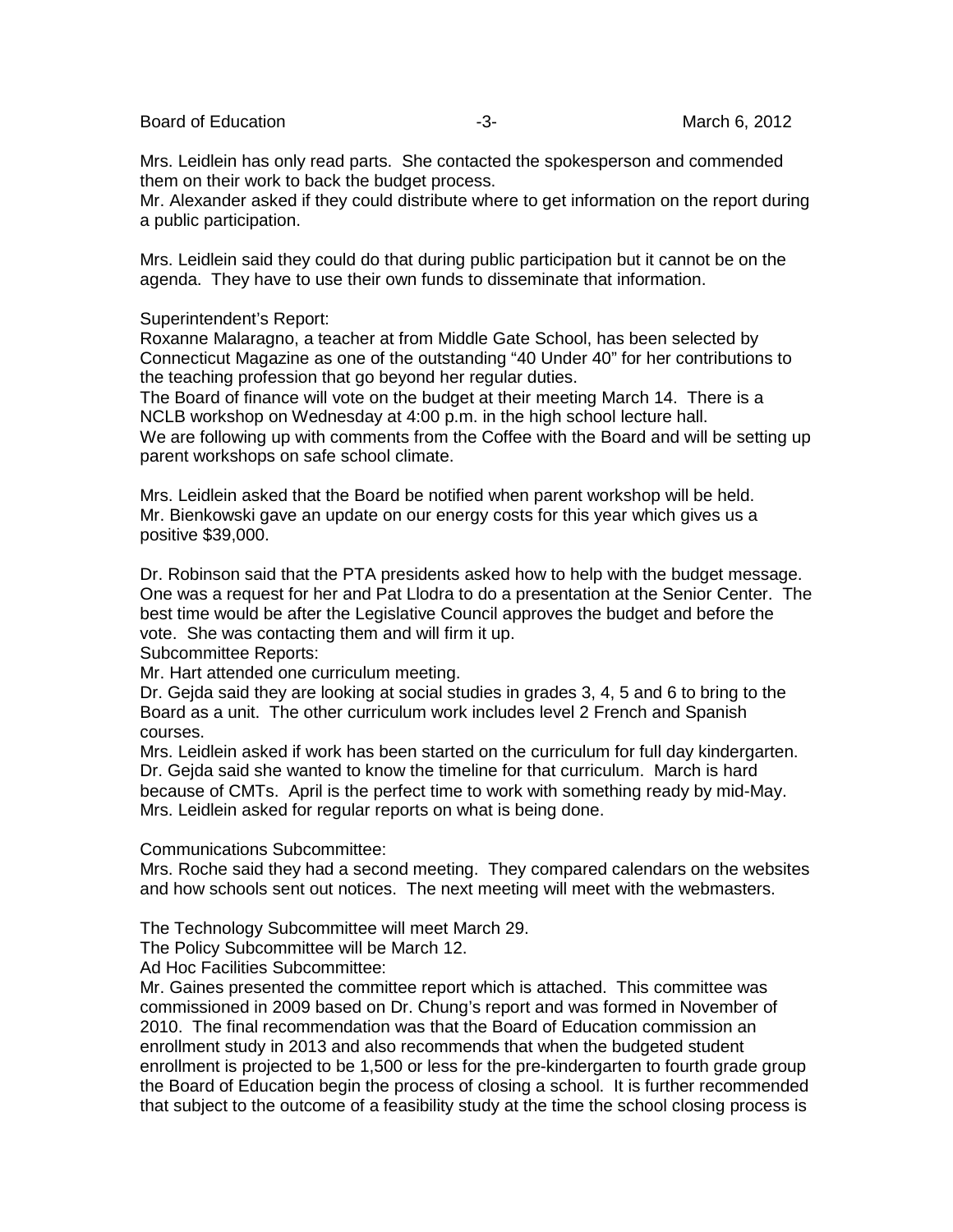Mrs. Leidlein has only read parts. She contacted the spokesperson and commended them on their work to back the budget process.
Mr. Alexander asked if they could distribute where to get information on the report during a public participation.

Mrs. Leidlein said they could do that during public participation but it cannot be on the agenda. They have to use their own funds to disseminate that information.

Superintendent's Report:
Roxanne Malaragno, a teacher at from Middle Gate School, has been selected by Connecticut Magazine as one of the outstanding "40 Under 40" for her contributions to the teaching profession that go beyond her regular duties.
The Board of finance will vote on the budget at their meeting March 14. There is a NCLB workshop on Wednesday at 4:00 p.m. in the high school lecture hall.
We are following up with comments from the Coffee with the Board and will be setting up parent workshops on safe school climate.

Mrs. Leidlein asked that the Board be notified when parent workshop will be held.
Mr. Bienkowski gave an update on our energy costs for this year which gives us a positive $39,000.

Dr. Robinson said that the PTA presidents asked how to help with the budget message. One was a request for her and Pat Llodra to do a presentation at the Senior Center. The best time would be after the Legislative Council approves the budget and before the vote. She was contacting them and will firm it up.
Subcommittee Reports:
Mr. Hart attended one curriculum meeting.
Dr. Gejda said they are looking at social studies in grades 3, 4, 5 and 6 to bring to the Board as a unit. The other curriculum work includes level 2 French and Spanish courses.
Mrs. Leidlein asked if work has been started on the curriculum for full day kindergarten.
Dr. Gejda said she wanted to know the timeline for that curriculum. March is hard because of CMTs. April is the perfect time to work with something ready by mid-May.
Mrs. Leidlein asked for regular reports on what is being done.

Communications Subcommittee:
Mrs. Roche said they had a second meeting. They compared calendars on the websites and how schools sent out notices. The next meeting will meet with the webmasters.

The Technology Subcommittee will meet March 29.
The Policy Subcommittee will be March 12.
Ad Hoc Facilities Subcommittee:
Mr. Gaines presented the committee report which is attached. This committee was commissioned in 2009 based on Dr. Chung's report and was formed in November of 2010. The final recommendation was that the Board of Education commission an enrollment study in 2013 and also recommends that when the budgeted student enrollment is projected to be 1,500 or less for the pre-kindergarten to fourth grade group the Board of Education begin the process of closing a school. It is further recommended that subject to the outcome of a feasibility study at the time the school closing process is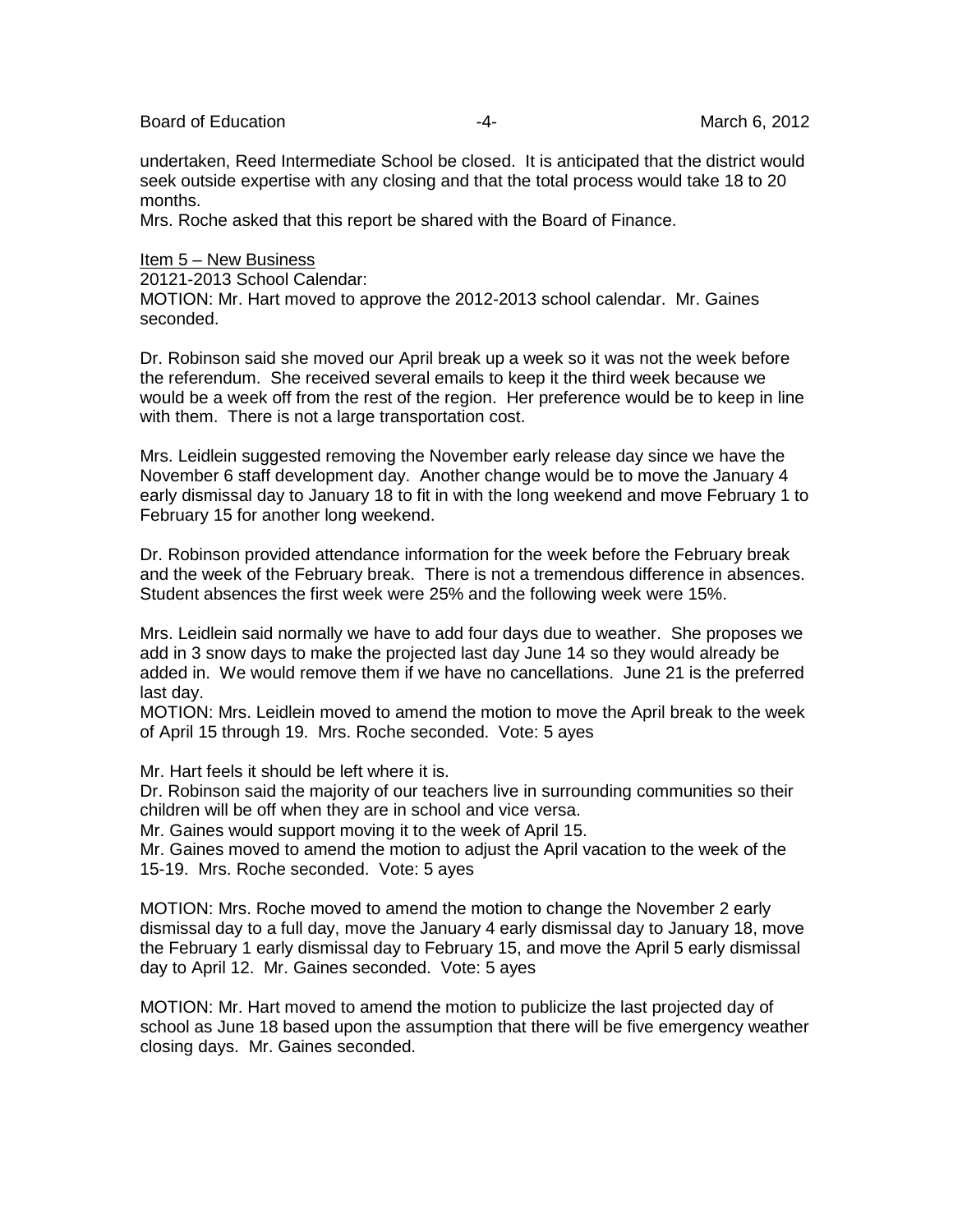undertaken, Reed Intermediate School be closed. It is anticipated that the district would seek outside expertise with any closing and that the total process would take 18 to 20 months.
Mrs. Roche asked that this report be shared with the Board of Finance.

Item 5 – New Business
20121-2013 School Calendar:
MOTION: Mr. Hart moved to approve the 2012-2013 school calendar. Mr. Gaines seconded.

Dr. Robinson said she moved our April break up a week so it was not the week before the referendum. She received several emails to keep it the third week because we would be a week off from the rest of the region. Her preference would be to keep in line with them. There is not a large transportation cost.

Mrs. Leidlein suggested removing the November early release day since we have the November 6 staff development day. Another change would be to move the January 4 early dismissal day to January 18 to fit in with the long weekend and move February 1 to February 15 for another long weekend.

Dr. Robinson provided attendance information for the week before the February break and the week of the February break. There is not a tremendous difference in absences. Student absences the first week were 25% and the following week were 15%.

Mrs. Leidlein said normally we have to add four days due to weather. She proposes we add in 3 snow days to make the projected last day June 14 so they would already be added in. We would remove them if we have no cancellations. June 21 is the preferred last day.
MOTION: Mrs. Leidlein moved to amend the motion to move the April break to the week of April 15 through 19. Mrs. Roche seconded. Vote: 5 ayes

Mr. Hart feels it should be left where it is.
Dr. Robinson said the majority of our teachers live in surrounding communities so their children will be off when they are in school and vice versa.
Mr. Gaines would support moving it to the week of April 15.
Mr. Gaines moved to amend the motion to adjust the April vacation to the week of the 15-19. Mrs. Roche seconded. Vote: 5 ayes

MOTION: Mrs. Roche moved to amend the motion to change the November 2 early dismissal day to a full day, move the January 4 early dismissal day to January 18, move the February 1 early dismissal day to February 15, and move the April 5 early dismissal day to April 12. Mr. Gaines seconded. Vote: 5 ayes

MOTION: Mr. Hart moved to amend the motion to publicize the last projected day of school as June 18 based upon the assumption that there will be five emergency weather closing days. Mr. Gaines seconded.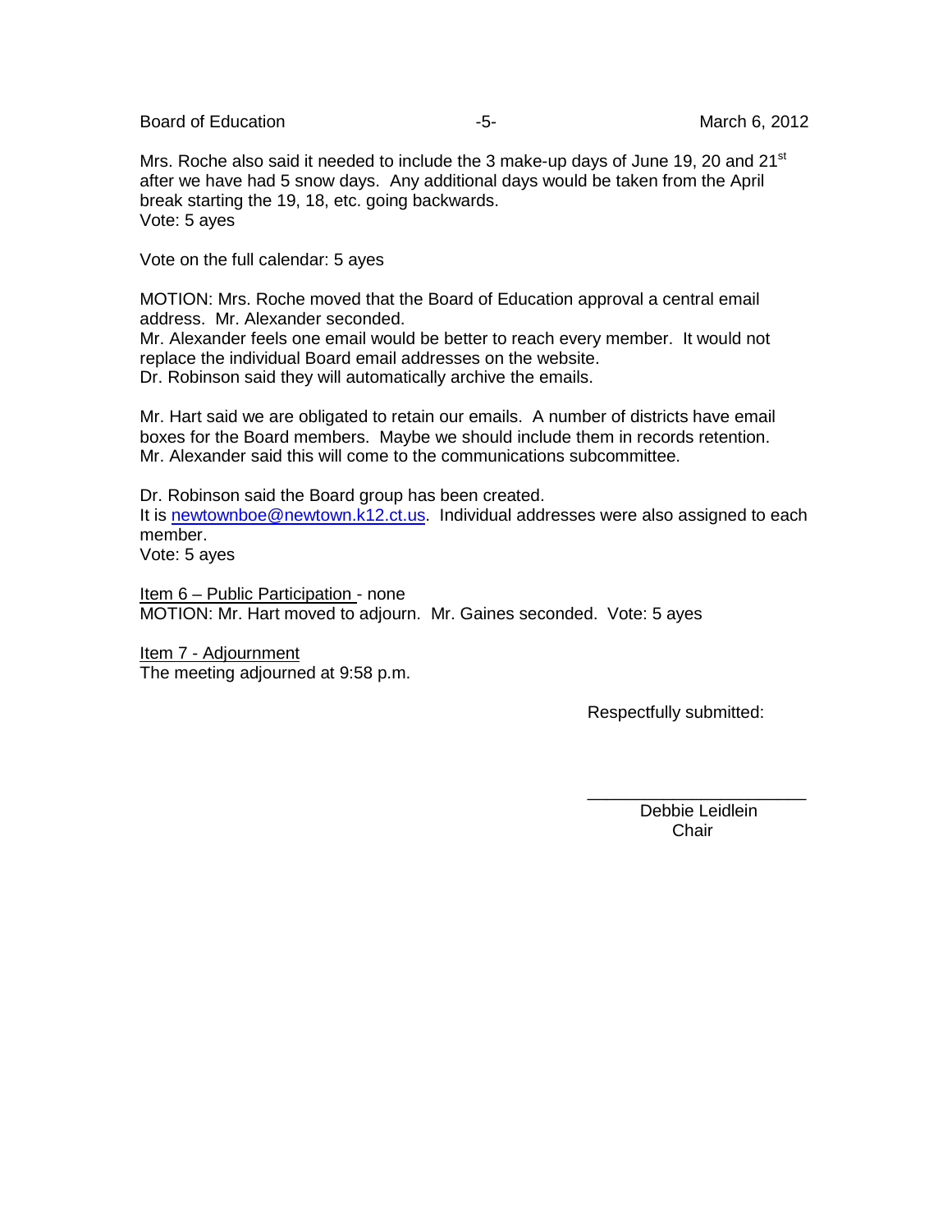Mrs. Roche also said it needed to include the 3 make-up days of June 19, 20 and 21st after we have had 5 snow days. Any additional days would be taken from the April break starting the 19, 18, etc. going backwards.
Vote: 5 ayes

Vote on the full calendar: 5 ayes

MOTION: Mrs. Roche moved that the Board of Education approval a central email address. Mr. Alexander seconded.
Mr. Alexander feels one email would be better to reach every member. It would not replace the individual Board email addresses on the website.
Dr. Robinson said they will automatically archive the emails.

Mr. Hart said we are obligated to retain our emails. A number of districts have email boxes for the Board members. Maybe we should include them in records retention.
Mr. Alexander said this will come to the communications subcommittee.

Dr. Robinson said the Board group has been created.
It is newtownboe@newtown.k12.ct.us. Individual addresses were also assigned to each member.
Vote: 5 ayes

<u>Item 6 – Public Participation</u> - none
MOTION: Mr. Hart moved to adjourn. Mr. Gaines seconded. Vote: 5 ayes

<u>Item 7 - Adjournment</u>
The meeting adjourned at 9:58 p.m.

Respectfully submitted:

\_\_\_\_\_\_\_\_\_\_\_\_\_\_\_\_\_\_\_\_\_\_\_\_

Debbie Leidlein
Chair